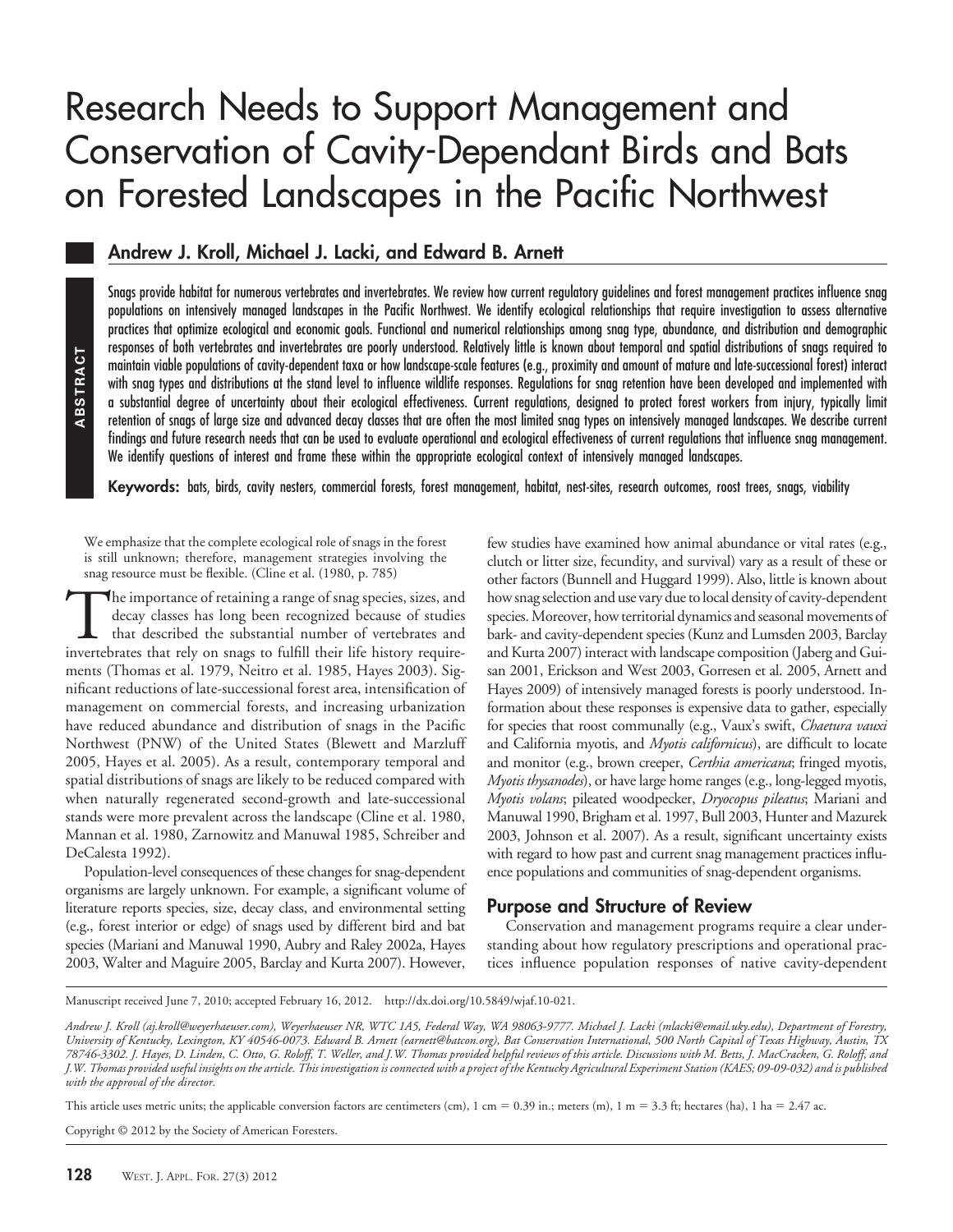# Research Needs to Support Management and Conservation of Cavity-Dependant Birds and Bats on Forested Landscapes in the Pacific Northwest

**Andrew J. Kroll, Michael J. Lacki, and Edward B. Arnett**

**ABSTRACT**

Snags provide habitat for numerous vertebrates and invertebrates. We review how current regulatory guidelines and forest management practices influence snag populations on intensively managed landscapes in the Pacific Northwest. We identify ecological relationships that require investigation to assess alternative practices that optimize ecological and economic goals. Functional and numerical relationships among snag type, abundance, and distribution and demographic responses of both vertebrates and invertebrates are poorly understood. Relatively little is known about temporal and spatial distributions of snags required to maintain viable populations of cavity-dependent taxa or how landscape-scale features (e.g., proximity and amount of mature and late-successional forest) interact with snag types and distributions at the stand level to influence wildlife responses. Regulations for snag retention have been developed and implemented with a substantial degree of uncertainty about their ecological effectiveness. Current regulations, designed to protect forest workers from injury, typically limit retention of snags of large size and advanced decay classes that are often the most limited snag types on intensively managed landscapes. We describe current findings and future research needs that can be used to evaluate operational and ecological effectiveness of current regulations that influence snag management. We identify questions of interest and frame these within the appropriate ecological context of intensively managed landscapes.

**Keywords:** bats, birds, cavity nesters, commercial forests, forest management, habitat, nest-sites, research outcomes, roost trees, snags, viability

We emphasize that the complete ecological role of snags in the forest is still unknown; therefore, management strategies involving the snag resource must be flexible. (Cline et al. (1980, p. 785)

The importance of retaining a range of snag species, sizes, and decay classes has long been recognized because of studies that described the substantial number of vertebrates and invertebrates that rely on snags to fulfill their life history requirements (Thomas et al. 1979, Neitro et al. 1985, Hayes 2003). Significant reductions of late-successional forest area, intensification of management on commercial forests, and increasing urbanization have reduced abundance and distribution of snags in the Pacific Northwest (PNW) of the United States (Blewett and Marzluff 2005, Hayes et al. 2005). As a result, contemporary temporal and spatial distributions of snags are likely to be reduced compared with when naturally regenerated second-growth and late-successional stands were more prevalent across the landscape (Cline et al. 1980, Mannan et al. 1980, Zarnowitz and Manuwal 1985, Schreiber and DeCalesta 1992).

Population-level consequences of these changes for snag-dependent organisms are largely unknown. For example, a significant volume of literature reports species, size, decay class, and environmental setting (e.g., forest interior or edge) of snags used by different bird and bat species (Mariani and Manuwal 1990, Aubry and Raley 2002a, Hayes 2003, Walter and Maguire 2005, Barclay and Kurta 2007). However, few studies have examined how animal abundance or vital rates (e.g., clutch or litter size, fecundity, and survival) vary as a result of these or other factors (Bunnell and Huggard 1999). Also, little is known about how snag selection and use vary due to local density of cavity-dependent species. Moreover, how territorial dynamics and seasonal movements of bark- and cavity-dependent species (Kunz and Lumsden 2003, Barclay and Kurta 2007) interact with landscape composition (Jaberg and Guisan 2001, Erickson and West 2003, Gorresen et al. 2005, Arnett and Hayes 2009) of intensively managed forests is poorly understood. Information about these responses is expensive data to gather, especially for species that roost communally (e.g., Vaux's swift, *Chaetura vauxi* and California myotis, and *Myotis californicus*), are difficult to locate and monitor (e.g., brown creeper, *Certhia americana*; fringed myotis, *Myotis thysanodes*), or have large home ranges (e.g., long-legged myotis, *Myotis volans*; pileated woodpecker, *Dryocopus pileatus*; Mariani and Manuwal 1990, Brigham et al. 1997, Bull 2003, Hunter and Mazurek 2003, Johnson et al. 2007). As a result, significant uncertainty exists with regard to how past and current snag management practices influence populations and communities of snag-dependent organisms.

## Purpose and Structure of Review

Conservation and management programs require a clear understanding about how regulatory prescriptions and operational practices influence population responses of native cavity-dependent

---

Manuscript received June 7, 2010; accepted February 16, 2012. http://dx.doi.org/10.5849/wjaf.10-021.

*Andrew J. Kroll (aj.kroll@weyerhaeuser.com), Weyerhaeuser NR, WTC 1A5, Federal Way, WA 98063-9777. Michael J. Lacki (mlacki@email.uky.edu), Department of Forestry, University of Kentucky, Lexington, KY 40546-0073. Edward B. Arnett (earnett@batcon.org), Bat Conservation International, 500 North Capital of Texas Highway, Austin, TX 78746-3302. J. Hayes, D. Linden, C. Otto, G. Roloff, T. Weller, and J.W. Thomas provided helpful reviews of this article. Discussions with M. Betts, J. MacCracken, G. Roloff, and J.W. Thomas provided useful insights on the article. This investigation is connected with a project of the Kentucky Agricultural Experiment Station (KAES; 09-09-032) and is published with the approval of the director.*

This article uses metric units; the applicable conversion factors are centimeters (cm), 1 cm = 0.39 in.; meters (m), 1 m = 3.3 ft; hectares (ha), 1 ha = 2.47 ac.

Copyright © 2012 by the Society of American Foresters.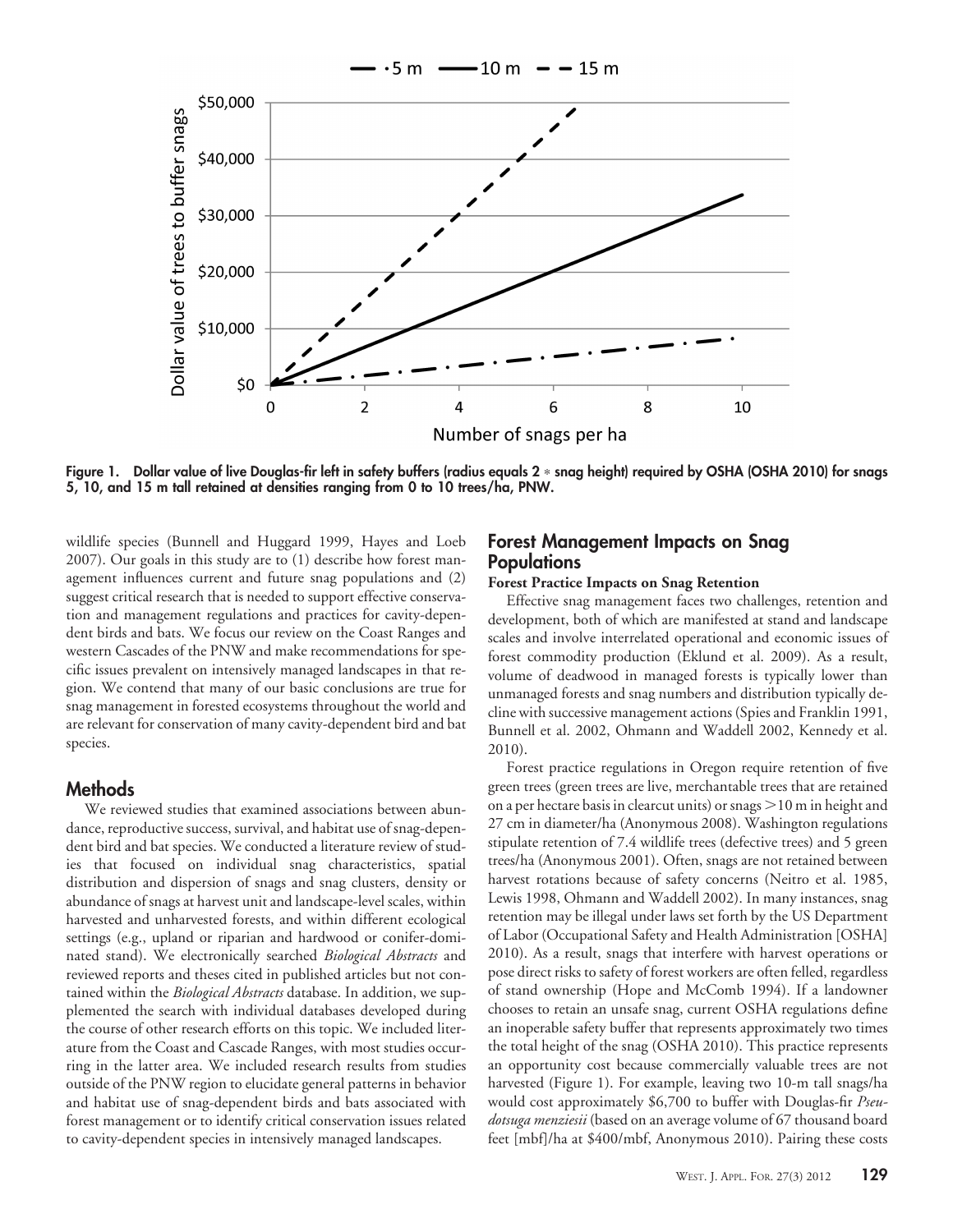5 m 10 m 15 m

$50,000
$40,000
$30,000
$20,000
$10,000
$0

0 2 4 6 8 10

Dollar value of trees to buffer snags

Number of snags per ha

**Figure 1. Dollar value of live Douglas-fir left in safety buffers (radius equals 2 * snag height) required by OSHA (OSHA 2010) for snags 5, 10, and 15 m tall retained at densities ranging from 0 to 10 trees/ha, PNW.**

wildlife species (Bunnell and Huggard 1999, Hayes and Loeb 2007). Our goals in this study are to (1) describe how forest management influences current and future snag populations and (2) suggest critical research that is needed to support effective conservation and management regulations and practices for cavity-dependent birds and bats. We focus our review on the Coast Ranges and western Cascades of the PNW and make recommendations for specific issues prevalent on intensively managed landscapes in that region. We contend that many of our basic conclusions are true for snag management in forested ecosystems throughout the world and are relevant for conservation of many cavity-dependent bird and bat species.

## Methods

We reviewed studies that examined associations between abundance, reproductive success, survival, and habitat use of snag-dependent bird and bat species. We conducted a literature review of studies that focused on individual snag characteristics, spatial distribution and dispersion of snags and snag clusters, density or abundance of snags at harvest unit and landscape-level scales, within harvested and unharvested forests, and within different ecological settings (e.g., upland or riparian and hardwood or conifer-dominated stand). We electronically searched *Biological Abstracts* and reviewed reports and theses cited in published articles but not contained within the *Biological Abstracts* database. In addition, we supplemented the search with individual databases developed during the course of other research efforts on this topic. We included literature from the Coast and Cascade Ranges, with most studies occurring in the latter area. We included research results from studies outside of the PNW region to elucidate general patterns in behavior and habitat use of snag-dependent birds and bats associated with forest management or to identify critical conservation issues related to cavity-dependent species in intensively managed landscapes.

## Forest Management Impacts on Snag Populations

### Forest Practice Impacts on Snag Retention

Effective snag management faces two challenges, retention and development, both of which are manifested at stand and landscape scales and involve interrelated operational and economic issues of forest commodity production (Eklund et al. 2009). As a result, volume of deadwood in managed forests is typically lower than unmanaged forests and snag numbers and distribution typically decline with successive management actions (Spies and Franklin 1991, Bunnell et al. 2002, Ohmann and Waddell 2002, Kennedy et al. 2010).

Forest practice regulations in Oregon require retention of five green trees (green trees are live, merchantable trees that are retained on a per hectare basis in clearcut units) or snags >10 m in height and 27 cm in diameter/ha (Anonymous 2008). Washington regulations stipulate retention of 7.4 wildlife trees (defective trees) and 5 green trees/ha (Anonymous 2001). Often, snags are not retained between harvest rotations because of safety concerns (Neitro et al. 1985, Lewis 1998, Ohmann and Waddell 2002). In many instances, snag retention may be illegal under laws set forth by the US Department of Labor (Occupational Safety and Health Administration [OSHA] 2010). As a result, snags that interfere with harvest operations or pose direct risks to safety of forest workers are often felled, regardless of stand ownership (Hope and McComb 1994). If a landowner chooses to retain an unsafe snag, current OSHA regulations define an inoperable safety buffer that represents approximately two times the total height of the snag (OSHA 2010). This practice represents an opportunity cost because commercially valuable trees are not harvested (Figure 1). For example, leaving two 10-m tall snags/ha would cost approximately $6,700 to buffer with Douglas-fir *Pseudotsuga menziesii* (based on an average volume of 67 thousand board feet [mbf]/ha at $400/mbf, Anonymous 2010). Pairing these costs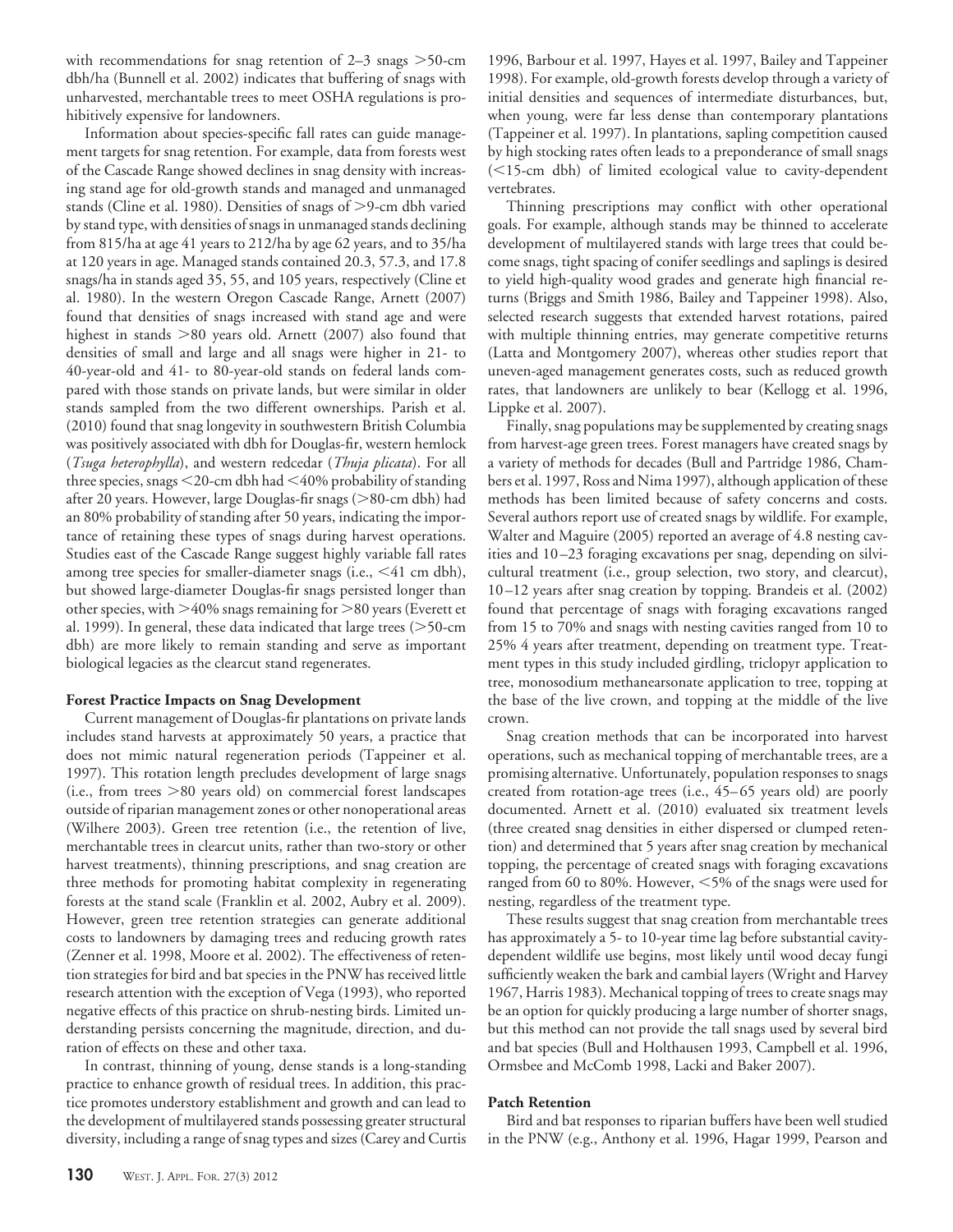with recommendations for snag retention of 2–3 snags >50-cm dbh/ha (Bunnell et al. 2002) indicates that buffering of snags with unharvested, merchantable trees to meet OSHA regulations is prohibitively expensive for landowners.

Information about species-specific fall rates can guide management targets for snag retention. For example, data from forests west of the Cascade Range showed declines in snag density with increasing stand age for old-growth stands and managed and unmanaged stands (Cline et al. 1980). Densities of snags of >9-cm dbh varied by stand type, with densities of snags in unmanaged stands declining from 815/ha at age 41 years to 212/ha by age 62 years, and to 35/ha at 120 years in age. Managed stands contained 20.3, 57.3, and 17.8 snags/ha in stands aged 35, 55, and 105 years, respectively (Cline et al. 1980). In the western Oregon Cascade Range, Arnett (2007) found that densities of snags increased with stand age and were highest in stands >80 years old. Arnett (2007) also found that densities of small and large and all snags were higher in 21- to 40-year-old and 41- to 80-year-old stands on federal lands compared with those stands on private lands, but were similar in older stands sampled from the two different ownerships. Parish et al. (2010) found that snag longevity in southwestern British Columbia was positively associated with dbh for Douglas-fir, western hemlock (*Tsuga heterophylla*), and western redcedar (*Thuja plicata*). For all three species, snags <20-cm dbh had <40% probability of standing after 20 years. However, large Douglas-fir snags (>80-cm dbh) had an 80% probability of standing after 50 years, indicating the importance of retaining these types of snags during harvest operations. Studies east of the Cascade Range suggest highly variable fall rates among tree species for smaller-diameter snags (i.e., <41 cm dbh), but showed large-diameter Douglas-fir snags persisted longer than other species, with >40% snags remaining for >80 years (Everett et al. 1999). In general, these data indicated that large trees (>50-cm dbh) are more likely to remain standing and serve as important biological legacies as the clearcut stand regenerates.

### Forest Practice Impacts on Snag Development

Current management of Douglas-fir plantations on private lands includes stand harvests at approximately 50 years, a practice that does not mimic natural regeneration periods (Tappeiner et al. 1997). This rotation length precludes development of large snags (i.e., from trees >80 years old) on commercial forest landscapes outside of riparian management zones or other nonoperational areas (Wilhere 2003). Green tree retention (i.e., the retention of live, merchantable trees in clearcut units, rather than two-story or other harvest treatments), thinning prescriptions, and snag creation are three methods for promoting habitat complexity in regenerating forests at the stand scale (Franklin et al. 2002, Aubry et al. 2009). However, green tree retention strategies can generate additional costs to landowners by damaging trees and reducing growth rates (Zenner et al. 1998, Moore et al. 2002). The effectiveness of retention strategies for bird and bat species in the PNW has received little research attention with the exception of Vega (1993), who reported negative effects of this practice on shrub-nesting birds. Limited understanding persists concerning the magnitude, direction, and duration of effects on these and other taxa.

In contrast, thinning of young, dense stands is a long-standing practice to enhance growth of residual trees. In addition, this practice promotes understory establishment and growth and can lead to the development of multilayered stands possessing greater structural diversity, including a range of snag types and sizes (Carey and Curtis 1996, Barbour et al. 1997, Hayes et al. 1997, Bailey and Tappeiner 1998). For example, old-growth forests develop through a variety of initial densities and sequences of intermediate disturbances, but, when young, were far less dense than contemporary plantations (Tappeiner et al. 1997). In plantations, sapling competition caused by high stocking rates often leads to a preponderance of small snags (<15-cm dbh) of limited ecological value to cavity-dependent vertebrates.

Thinning prescriptions may conflict with other operational goals. For example, although stands may be thinned to accelerate development of multilayered stands with large trees that could become snags, tight spacing of conifer seedlings and saplings is desired to yield high-quality wood grades and generate high financial returns (Briggs and Smith 1986, Bailey and Tappeiner 1998). Also, selected research suggests that extended harvest rotations, paired with multiple thinning entries, may generate competitive returns (Latta and Montgomery 2007), whereas other studies report that uneven-aged management generates costs, such as reduced growth rates, that landowners are unlikely to bear (Kellogg et al. 1996, Lippke et al. 2007).

Finally, snag populations may be supplemented by creating snags from harvest-age green trees. Forest managers have created snags by a variety of methods for decades (Bull and Partridge 1986, Chambers et al. 1997, Ross and Nima 1997), although application of these methods has been limited because of safety concerns and costs. Several authors report use of created snags by wildlife. For example, Walter and Maguire (2005) reported an average of 4.8 nesting cavities and 10–23 foraging excavations per snag, depending on silvicultural treatment (i.e., group selection, two story, and clearcut), 10–12 years after snag creation by topping. Brandeis et al. (2002) found that percentage of snags with foraging excavations ranged from 15 to 70% and snags with nesting cavities ranged from 10 to 25% 4 years after treatment, depending on treatment type. Treatment types in this study included girdling, triclopyr application to tree, monosodium methanearsonate application to tree, topping at the base of the live crown, and topping at the middle of the live crown.

Snag creation methods that can be incorporated into harvest operations, such as mechanical topping of merchantable trees, are a promising alternative. Unfortunately, population responses to snags created from rotation-age trees (i.e., 45–65 years old) are poorly documented. Arnett et al. (2010) evaluated six treatment levels (three created snag densities in either dispersed or clumped retention) and determined that 5 years after snag creation by mechanical topping, the percentage of created snags with foraging excavations ranged from 60 to 80%. However, <5% of the snags were used for nesting, regardless of the treatment type.

These results suggest that snag creation from merchantable trees has approximately a 5- to 10-year time lag before substantial cavity-dependent wildlife use begins, most likely until wood decay fungi sufficiently weaken the bark and cambial layers (Wright and Harvey 1967, Harris 1983). Mechanical topping of trees to create snags may be an option for quickly producing a large number of shorter snags, but this method can not provide the tall snags used by several bird and bat species (Bull and Holthausen 1993, Campbell et al. 1996, Ormsbee and McComb 1998, Lacki and Baker 2007).

### Patch Retention

Bird and bat responses to riparian buffers have been well studied in the PNW (e.g., Anthony et al. 1996, Hagar 1999, Pearson and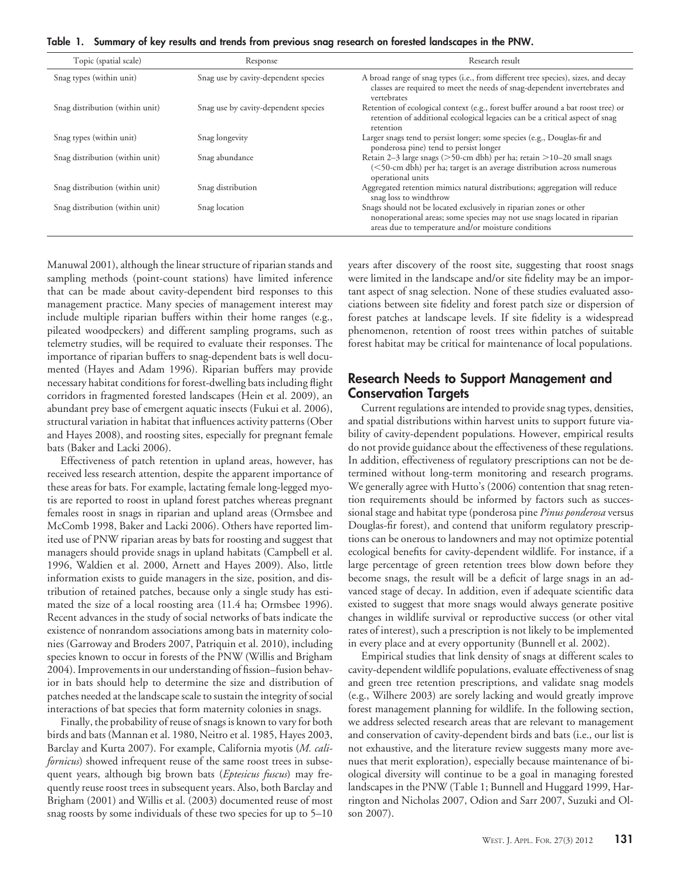**Table 1. Summary of key results and trends from previous snag research on forested landscapes in the PNW.**

| Topic (spatial scale) | Response | Research result |
|---|---|---|
| Snag types (within unit) | Snag use by cavity-dependent species | A broad range of snag types (i.e., from different tree species), sizes, and decay classes are required to meet the needs of snag-dependent invertebrates and vertebrates |
| Snag distribution (within unit) | Snag use by cavity-dependent species | Retention of ecological context (e.g., forest buffer around a bat roost tree) or retention of additional ecological legacies can be a critical aspect of snag retention |
| Snag types (within unit) | Snag longevity | Larger snags tend to persist longer; some species (e.g., Douglas-fir and ponderosa pine) tend to persist longer |
| Snag distribution (within unit) | Snag abundance | Retain 2–3 large snags (>50-cm dbh) per ha; retain >10–20 small snags (<50-cm dbh) per ha; target is an average distribution across numerous operational units |
| Snag distribution (within unit) | Snag distribution | Aggregated retention mimics natural distributions; aggregation will reduce snag loss to windthrow |
| Snag distribution (within unit) | Snag location | Snags should not be located exclusively in riparian zones or other nonoperational areas; some species may not use snags located in riparian areas due to temperature and/or moisture conditions |

Manuwal 2001), although the linear structure of riparian stands and sampling methods (point-count stations) have limited inference that can be made about cavity-dependent bird responses to this management practice. Many species of management interest may include multiple riparian buffers within their home ranges (e.g., pileated woodpeckers) and different sampling programs, such as telemetry studies, will be required to evaluate their responses. The importance of riparian buffers to snag-dependent bats is well documented (Hayes and Adam 1996). Riparian buffers may provide necessary habitat conditions for forest-dwelling bats including flight corridors in fragmented forested landscapes (Hein et al. 2009), an abundant prey base of emergent aquatic insects (Fukui et al. 2006), structural variation in habitat that influences activity patterns (Ober and Hayes 2008), and roosting sites, especially for pregnant female bats (Baker and Lacki 2006).

Effectiveness of patch retention in upland areas, however, has received less research attention, despite the apparent importance of these areas for bats. For example, lactating female long-legged myotis are reported to roost in upland forest patches whereas pregnant females roost in snags in riparian and upland areas (Ormsbee and McComb 1998, Baker and Lacki 2006). Others have reported limited use of PNW riparian areas by bats for roosting and suggest that managers should provide snags in upland habitats (Campbell et al. 1996, Waldien et al. 2000, Arnett and Hayes 2009). Also, little information exists to guide managers in the size, position, and distribution of retained patches, because only a single study has estimated the size of a local roosting area (11.4 ha; Ormsbee 1996). Recent advances in the study of social networks of bats indicate the existence of nonrandom associations among bats in maternity colonies (Garroway and Broders 2007, Patriquin et al. 2010), including species known to occur in forests of the PNW (Willis and Brigham 2004). Improvements in our understanding of fission–fusion behavior in bats should help to determine the size and distribution of patches needed at the landscape scale to sustain the integrity of social interactions of bat species that form maternity colonies in snags.

Finally, the probability of reuse of snags is known to vary for both birds and bats (Mannan et al. 1980, Neitro et al. 1985, Hayes 2003, Barclay and Kurta 2007). For example, California myotis (*M. californicus*) showed infrequent reuse of the same roost trees in subsequent years, although big brown bats (*Eptesicus fuscus*) may frequently reuse roost trees in subsequent years. Also, both Barclay and Brigham (2001) and Willis et al. (2003) documented reuse of most snag roosts by some individuals of these two species for up to 5–10 years after discovery of the roost site, suggesting that roost snags were limited in the landscape and/or site fidelity may be an important aspect of snag selection. None of these studies evaluated associations between site fidelity and forest patch size or dispersion of forest patches at landscape levels. If site fidelity is a widespread phenomenon, retention of roost trees within patches of suitable forest habitat may be critical for maintenance of local populations.

## Research Needs to Support Management and Conservation Targets

Current regulations are intended to provide snag types, densities, and spatial distributions within harvest units to support future viability of cavity-dependent populations. However, empirical results do not provide guidance about the effectiveness of these regulations. In addition, effectiveness of regulatory prescriptions can not be determined without long-term monitoring and research programs. We generally agree with Hutto's (2006) contention that snag retention requirements should be informed by factors such as successional stage and habitat type (ponderosa pine *Pinus ponderosa* versus Douglas-fir forest), and contend that uniform regulatory prescriptions can be onerous to landowners and may not optimize potential ecological benefits for cavity-dependent wildlife. For instance, if a large percentage of green retention trees blow down before they become snags, the result will be a deficit of large snags in an advanced stage of decay. In addition, even if adequate scientific data existed to suggest that more snags would always generate positive changes in wildlife survival or reproductive success (or other vital rates of interest), such a prescription is not likely to be implemented in every place and at every opportunity (Bunnell et al. 2002).

Empirical studies that link density of snags at different scales to cavity-dependent wildlife populations, evaluate effectiveness of snag and green tree retention prescriptions, and validate snag models (e.g., Wilhere 2003) are sorely lacking and would greatly improve forest management planning for wildlife. In the following section, we address selected research areas that are relevant to management and conservation of cavity-dependent birds and bats (i.e., our list is not exhaustive, and the literature review suggests many more avenues that merit exploration), especially because maintenance of biological diversity will continue to be a goal in managing forested landscapes in the PNW (Table 1; Bunnell and Huggard 1999, Harrington and Nicholas 2007, Odion and Sarr 2007, Suzuki and Olson 2007).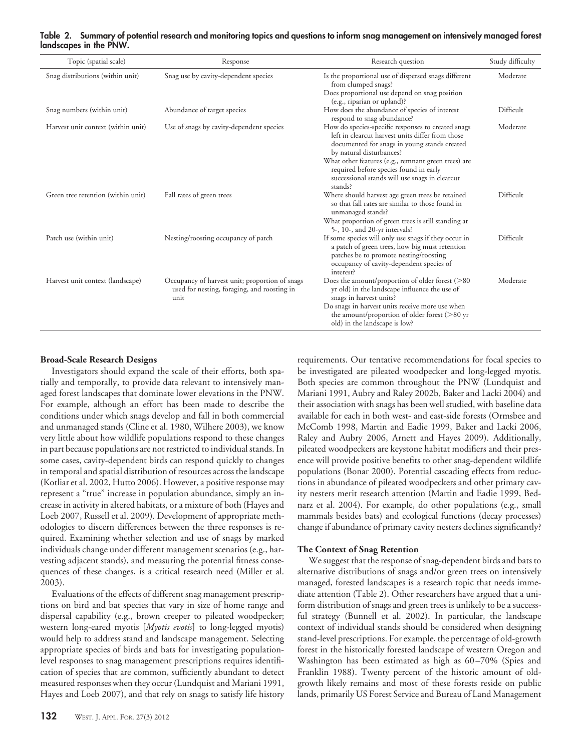**Table 2. Summary of potential research and monitoring topics and questions to inform snag management on intensively managed forest landscapes in the PNW.**

| Topic (spatial scale) | Response | Research question | Study difficulty |
|---|---|---|---|
| Snag distributions (within unit) | Snag use by cavity-dependent species | Is the proportional use of dispersed snags different from clumped snags? Does proportional use depend on snag position (e.g., riparian or upland)? | Moderate |
| Snag numbers (within unit) | Abundance of target species | How does the abundance of species of interest respond to snag abundance? | Difficult |
| Harvest unit context (within unit) | Use of snags by cavity-dependent species | How do species-specific responses to created snags left in clearcut harvest units differ from those documented for snags in young stands created by natural disturbances? What other features (e.g., remnant green trees) are required before species found in early successional stands will use snags in clearcut stands? | Moderate |
| Green tree retention (within unit) | Fall rates of green trees | Where should harvest age green trees be retained so that fall rates are similar to those found in unmanaged stands? What proportion of green trees is still standing at 5-, 10-, and 20-yr intervals? | Difficult |
| Patch use (within unit) | Nesting/roosting occupancy of patch | If some species will only use snags if they occur in a patch of green trees, how big must retention patches be to promote nesting/roosting occupancy of cavity-dependent species of interest? | Difficult |
| Harvest unit context (landscape) | Occupancy of harvest unit; proportion of snags used for nesting, foraging, and roosting in unit | Does the amount/proportion of older forest (>80 yr old) in the landscape influence the use of snags in harvest units? Do snags in harvest units receive more use when the amount/proportion of older forest (>80 yr old) in the landscape is low? | Moderate |

### Broad-Scale Research Designs

Investigators should expand the scale of their efforts, both spatially and temporally, to provide data relevant to intensively managed forest landscapes that dominate lower elevations in the PNW. For example, although an effort has been made to describe the conditions under which snags develop and fall in both commercial and unmanaged stands (Cline et al. 1980, Wilhere 2003), we know very little about how wildlife populations respond to these changes in part because populations are not restricted to individual stands. In some cases, cavity-dependent birds can respond quickly to changes in temporal and spatial distribution of resources across the landscape (Kotliar et al. 2002, Hutto 2006). However, a positive response may represent a "true" increase in population abundance, simply an increase in activity in altered habitats, or a mixture of both (Hayes and Loeb 2007, Russell et al. 2009). Development of appropriate methodologies to discern differences between the three responses is required. Examining whether selection and use of snags by marked individuals change under different management scenarios (e.g., harvesting adjacent stands), and measuring the potential fitness consequences of these changes, is a critical research need (Miller et al. 2003).

Evaluations of the effects of different snag management prescriptions on bird and bat species that vary in size of home range and dispersal capability (e.g., brown creeper to pileated woodpecker; western long-eared myotis [*Myotis evotis*] to long-legged myotis) would help to address stand and landscape management. Selecting appropriate species of birds and bats for investigating population-level responses to snag management prescriptions requires identification of species that are common, sufficiently abundant to detect measured responses when they occur (Lundquist and Mariani 1991, Hayes and Loeb 2007), and that rely on snags to satisfy life history requirements. Our tentative recommendations for focal species to be investigated are pileated woodpecker and long-legged myotis. Both species are common throughout the PNW (Lundquist and Mariani 1991, Aubry and Raley 2002b, Baker and Lacki 2004) and their association with snags has been well studied, with baseline data available for each in both west- and east-side forests (Ormsbee and McComb 1998, Martin and Eadie 1999, Baker and Lacki 2006, Raley and Aubry 2006, Arnett and Hayes 2009). Additionally, pileated woodpeckers are keystone habitat modifiers and their presence will provide positive benefits to other snag-dependent wildlife populations (Bonar 2000). Potential cascading effects from reductions in abundance of pileated woodpeckers and other primary cavity nesters merit research attention (Martin and Eadie 1999, Bednarz et al. 2004). For example, do other populations (e.g., small mammals besides bats) and ecological functions (decay processes) change if abundance of primary cavity nesters declines significantly?

### The Context of Snag Retention

We suggest that the response of snag-dependent birds and bats to alternative distributions of snags and/or green trees on intensively managed, forested landscapes is a research topic that needs immediate attention (Table 2). Other researchers have argued that a uniform distribution of snags and green trees is unlikely to be a successful strategy (Bunnell et al. 2002). In particular, the landscape context of individual stands should be considered when designing stand-level prescriptions. For example, the percentage of old-growth forest in the historically forested landscape of western Oregon and Washington has been estimated as high as 60–70% (Spies and Franklin 1988). Twenty percent of the historic amount of old-growth likely remains and most of these forests reside on public lands, primarily US Forest Service and Bureau of Land Management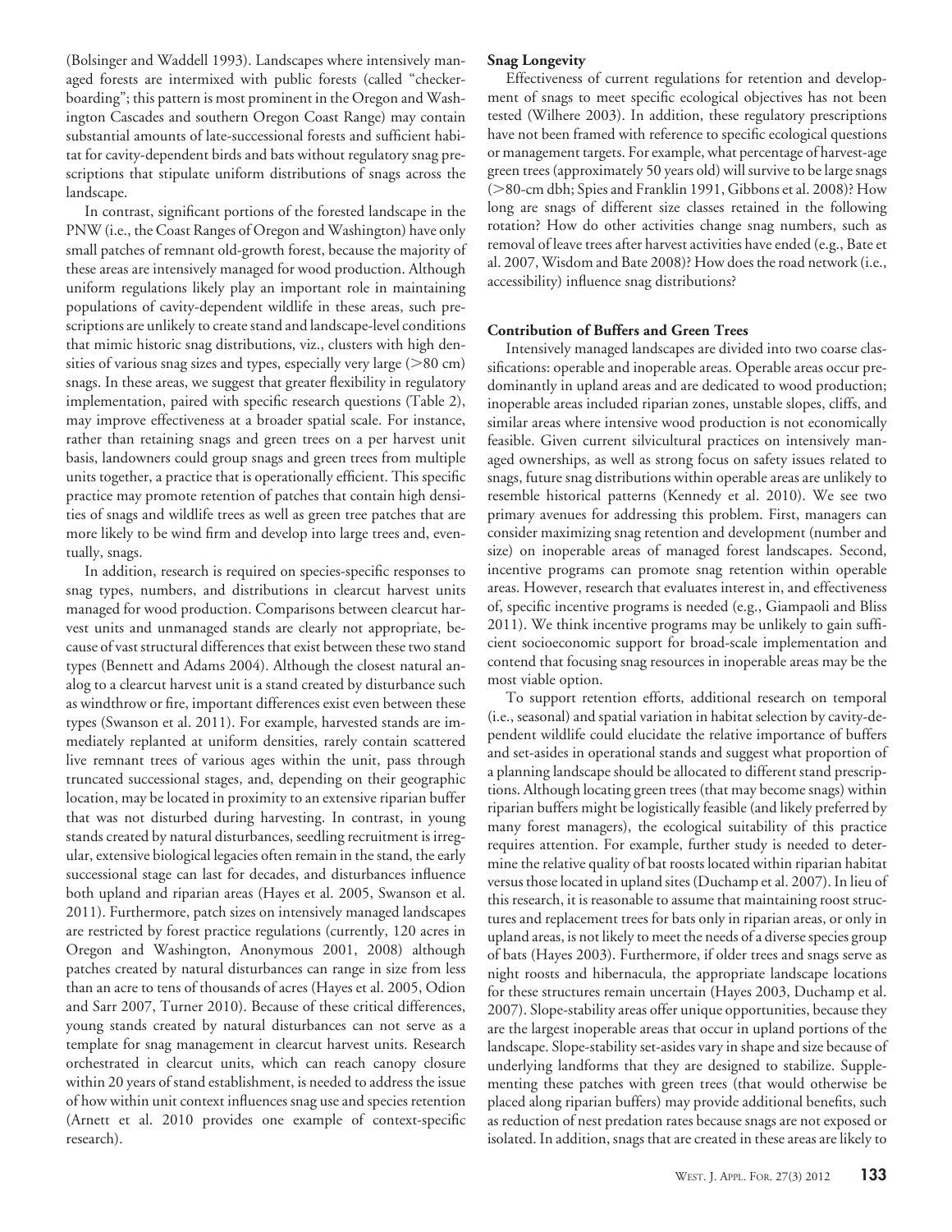(Bolsinger and Waddell 1993). Landscapes where intensively managed forests are intermixed with public forests (called "checkerboarding"; this pattern is most prominent in the Oregon and Washington Cascades and southern Oregon Coast Range) may contain substantial amounts of late-successional forests and sufficient habitat for cavity-dependent birds and bats without regulatory snag prescriptions that stipulate uniform distributions of snags across the landscape.

In contrast, significant portions of the forested landscape in the PNW (i.e., the Coast Ranges of Oregon and Washington) have only small patches of remnant old-growth forest, because the majority of these areas are intensively managed for wood production. Although uniform regulations likely play an important role in maintaining populations of cavity-dependent wildlife in these areas, such prescriptions are unlikely to create stand and landscape-level conditions that mimic historic snag distributions, viz., clusters with high densities of various snag sizes and types, especially very large (>80 cm) snags. In these areas, we suggest that greater flexibility in regulatory implementation, paired with specific research questions (Table 2), may improve effectiveness at a broader spatial scale. For instance, rather than retaining snags and green trees on a per harvest unit basis, landowners could group snags and green trees from multiple units together, a practice that is operationally efficient. This specific practice may promote retention of patches that contain high densities of snags and wildlife trees as well as green tree patches that are more likely to be wind firm and develop into large trees and, eventually, snags.

In addition, research is required on species-specific responses to snag types, numbers, and distributions in clearcut harvest units managed for wood production. Comparisons between clearcut harvest units and unmanaged stands are clearly not appropriate, because of vast structural differences that exist between these two stand types (Bennett and Adams 2004). Although the closest natural analog to a clearcut harvest unit is a stand created by disturbance such as windthrow or fire, important differences exist even between these types (Swanson et al. 2011). For example, harvested stands are immediately replanted at uniform densities, rarely contain scattered live remnant trees of various ages within the unit, pass through truncated successional stages, and, depending on their geographic location, may be located in proximity to an extensive riparian buffer that was not disturbed during harvesting. In contrast, in young stands created by natural disturbances, seedling recruitment is irregular, extensive biological legacies often remain in the stand, the early successional stage can last for decades, and disturbances influence both upland and riparian areas (Hayes et al. 2005, Swanson et al. 2011). Furthermore, patch sizes on intensively managed landscapes are restricted by forest practice regulations (currently, 120 acres in Oregon and Washington, Anonymous 2001, 2008) although patches created by natural disturbances can range in size from less than an acre to tens of thousands of acres (Hayes et al. 2005, Odion and Sarr 2007, Turner 2010). Because of these critical differences, young stands created by natural disturbances can not serve as a template for snag management in clearcut harvest units. Research orchestrated in clearcut units, which can reach canopy closure within 20 years of stand establishment, is needed to address the issue of how within unit context influences snag use and species retention (Arnett et al. 2010 provides one example of context-specific research).

### Snag Longevity

Effectiveness of current regulations for retention and development of snags to meet specific ecological objectives has not been tested (Wilhere 2003). In addition, these regulatory prescriptions have not been framed with reference to specific ecological questions or management targets. For example, what percentage of harvest-age green trees (approximately 50 years old) will survive to be large snags (>80-cm dbh; Spies and Franklin 1991, Gibbons et al. 2008)? How long are snags of different size classes retained in the following rotation? How do other activities change snag numbers, such as removal of leave trees after harvest activities have ended (e.g., Bate et al. 2007, Wisdom and Bate 2008)? How does the road network (i.e., accessibility) influence snag distributions?

### Contribution of Buffers and Green Trees

Intensively managed landscapes are divided into two coarse classifications: operable and inoperable areas. Operable areas occur predominantly in upland areas and are dedicated to wood production; inoperable areas included riparian zones, unstable slopes, cliffs, and similar areas where intensive wood production is not economically feasible. Given current silvicultural practices on intensively managed ownerships, as well as strong focus on safety issues related to snags, future snag distributions within operable areas are unlikely to resemble historical patterns (Kennedy et al. 2010). We see two primary avenues for addressing this problem. First, managers can consider maximizing snag retention and development (number and size) on inoperable areas of managed forest landscapes. Second, incentive programs can promote snag retention within operable areas. However, research that evaluates interest in, and effectiveness of, specific incentive programs is needed (e.g., Giampaoli and Bliss 2011). We think incentive programs may be unlikely to gain sufficient socioeconomic support for broad-scale implementation and contend that focusing snag resources in inoperable areas may be the most viable option.

To support retention efforts, additional research on temporal (i.e., seasonal) and spatial variation in habitat selection by cavity-dependent wildlife could elucidate the relative importance of buffers and set-asides in operational stands and suggest what proportion of a planning landscape should be allocated to different stand prescriptions. Although locating green trees (that may become snags) within riparian buffers might be logistically feasible (and likely preferred by many forest managers), the ecological suitability of this practice requires attention. For example, further study is needed to determine the relative quality of bat roosts located within riparian habitat versus those located in upland sites (Duchamp et al. 2007). In lieu of this research, it is reasonable to assume that maintaining roost structures and replacement trees for bats only in riparian areas, or only in upland areas, is not likely to meet the needs of a diverse species group of bats (Hayes 2003). Furthermore, if older trees and snags serve as night roosts and hibernacula, the appropriate landscape locations for these structures remain uncertain (Hayes 2003, Duchamp et al. 2007). Slope-stability areas offer unique opportunities, because they are the largest inoperable areas that occur in upland portions of the landscape. Slope-stability set-asides vary in shape and size because of underlying landforms that they are designed to stabilize. Supplementing these patches with green trees (that would otherwise be placed along riparian buffers) may provide additional benefits, such as reduction of nest predation rates because snags are not exposed or isolated. In addition, snags that are created in these areas are likely to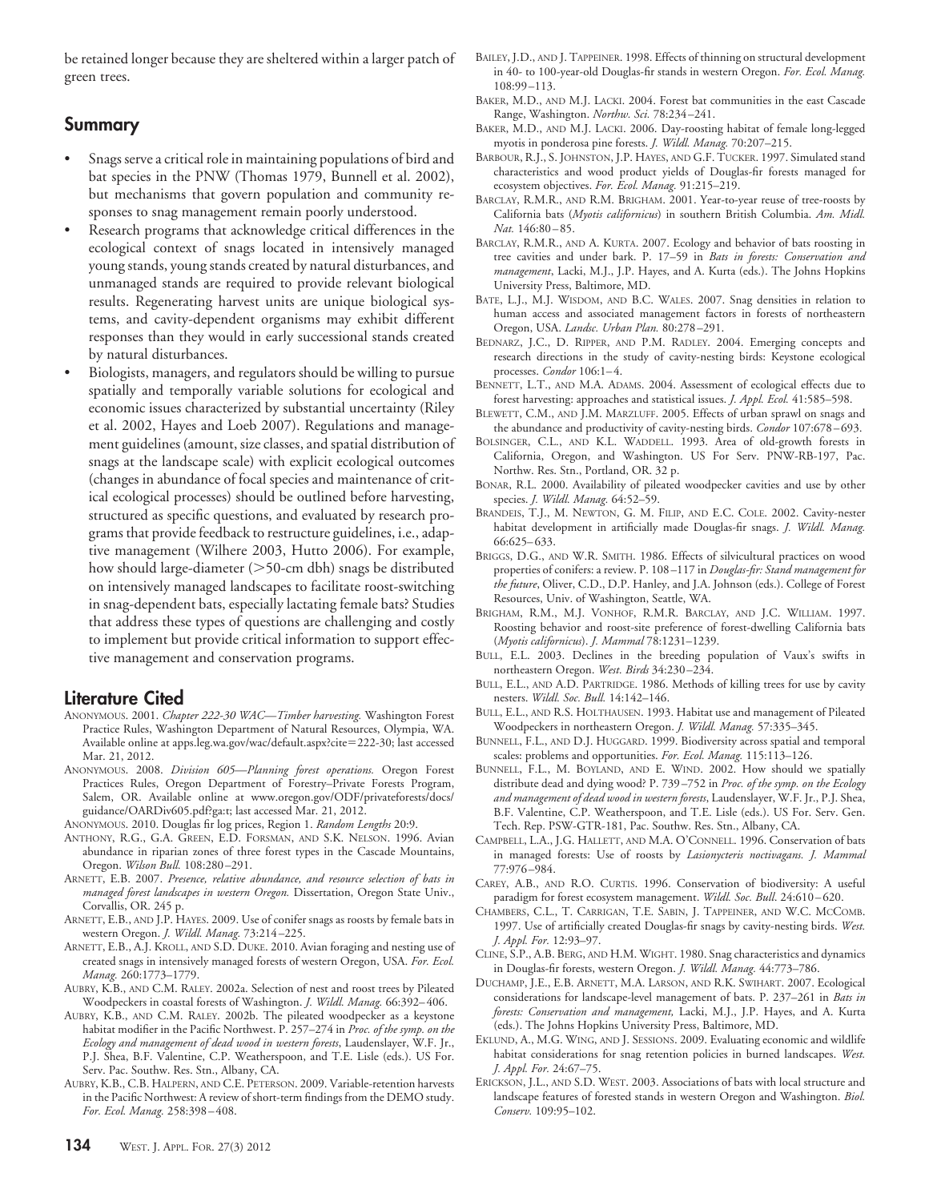be retained longer because they are sheltered within a larger patch of green trees.

## Summary

- Snags serve a critical role in maintaining populations of bird and bat species in the PNW (Thomas 1979, Bunnell et al. 2002), but mechanisms that govern population and community responses to snag management remain poorly understood.
- Research programs that acknowledge critical differences in the ecological context of snags located in intensively managed young stands, young stands created by natural disturbances, and unmanaged stands are required to provide relevant biological results. Regenerating harvest units are unique biological systems, and cavity-dependent organisms may exhibit different responses than they would in early successional stands created by natural disturbances.
- Biologists, managers, and regulators should be willing to pursue spatially and temporally variable solutions for ecological and economic issues characterized by substantial uncertainty (Riley et al. 2002, Hayes and Loeb 2007). Regulations and management guidelines (amount, size classes, and spatial distribution of snags at the landscape scale) with explicit ecological outcomes (changes in abundance of focal species and maintenance of critical ecological processes) should be outlined before harvesting, structured as specific questions, and evaluated by research programs that provide feedback to restructure guidelines, i.e., adaptive management (Wilhere 2003, Hutto 2006). For example, how should large-diameter (>50-cm dbh) snags be distributed on intensively managed landscapes to facilitate roost-switching in snag-dependent bats, especially lactating female bats? Studies that address these types of questions are challenging and costly to implement but provide critical information to support effective management and conservation programs.

## Literature Cited

ANONYMOUS. 2001. *Chapter 222-30 WAC—Timber harvesting.* Washington Forest Practice Rules, Washington Department of Natural Resources, Olympia, WA. Available online at apps.leg.wa.gov/wac/default.aspx?cite=222-30; last accessed Mar. 21, 2012.

ANONYMOUS. 2008. *Division 605—Planning forest operations.* Oregon Forest Practices Rules, Oregon Department of Forestry–Private Forests Program, Salem, OR. Available online at www.oregon.gov/ODF/privateforests/docs/guidance/OARDiv605.pdf?ga:t; last accessed Mar. 21, 2012.

ANONYMOUS. 2010. Douglas fir log prices, Region 1. *Random Lengths* 20:9.

ANTHONY, R.G., G.A. GREEN, E.D. FORSMAN, AND S.K. NELSON. 1996. Avian abundance in riparian zones of three forest types in the Cascade Mountains, Oregon. *Wilson Bull.* 108:280–291.

ARNETT, E.B. 2007. *Presence, relative abundance, and resource selection of bats in managed forest landscapes in western Oregon.* Dissertation, Oregon State Univ., Corvallis, OR. 245 p.

ARNETT, E.B., AND J.P. HAYES. 2009. Use of conifer snags as roosts by female bats in western Oregon. *J. Wildl. Manag.* 73:214–225.

ARNETT, E.B., A.J. KROLL, AND S.D. DUKE. 2010. Avian foraging and nesting use of created snags in intensively managed forests of western Oregon, USA. *For. Ecol. Manag.* 260:1773–1779.

AUBRY, K.B., AND C.M. RALEY. 2002a. Selection of nest and roost trees by Pileated Woodpeckers in coastal forests of Washington. *J. Wildl. Manag.* 66:392–406.

AUBRY, K.B., AND C.M. RALEY. 2002b. The pileated woodpecker as a keystone habitat modifier in the Pacific Northwest. P. 257–274 in *Proc. of the symp. on the Ecology and management of dead wood in western forests*, Laudenslayer, W.F. Jr., P.J. Shea, B.F. Valentine, C.P. Weatherspoon, and T.E. Lisle (eds.). US For. Serv. Pac. Southw. Res. Stn., Albany, CA.

AUBRY, K.B., C.B. HALPERN, AND C.E. PETERSON. 2009. Variable-retention harvests in the Pacific Northwest: A review of short-term findings from the DEMO study. *For. Ecol. Manag.* 258:398–408.

BAILEY, J.D., AND J. TAPPEINER. 1998. Effects of thinning on structural development in 40- to 100-year-old Douglas-fir stands in western Oregon. *For. Ecol. Manag.* 108:99–113.

BAKER, M.D., AND M.J. LACKI. 2004. Forest bat communities in the east Cascade Range, Washington. *Northw. Sci.* 78:234–241.

BAKER, M.D., AND M.J. LACKI. 2006. Day-roosting habitat of female long-legged myotis in ponderosa pine forests. *J. Wildl. Manag.* 70:207–215.

BARBOUR, R.J., S. JOHNSTON, J.P. HAYES, AND G.F. TUCKER. 1997. Simulated stand characteristics and wood product yields of Douglas-fir forests managed for ecosystem objectives. *For. Ecol. Manag.* 91:215–219.

BARCLAY, R.M.R., AND R.M. BRIGHAM. 2001. Year-to-year reuse of tree-roosts by California bats (*Myotis californicus*) in southern British Columbia. *Am. Midl. Nat.* 146:80–85.

BARCLAY, R.M.R., AND A. KURTA. 2007. Ecology and behavior of bats roosting in tree cavities and under bark. P. 17–59 in *Bats in forests: Conservation and management*, Lacki, M.J., J.P. Hayes, and A. Kurta (eds.). The Johns Hopkins University Press, Baltimore, MD.

BATE, L.J., M.J. WISDOM, AND B.C. WALES. 2007. Snag densities in relation to human access and associated management factors in forests of northeastern Oregon, USA. *Landsc. Urban Plan.* 80:278–291.

BEDNARZ, J.C., D. RIPPER, AND P.M. RADLEY. 2004. Emerging concepts and research directions in the study of cavity-nesting birds: Keystone ecological processes. *Condor* 106:1–4.

BENNETT, L.T., AND M.A. ADAMS. 2004. Assessment of ecological effects due to forest harvesting: approaches and statistical issues. *J. Appl. Ecol.* 41:585–598.

BLEWETT, C.M., AND J.M. MARZLUFF. 2005. Effects of urban sprawl on snags and the abundance and productivity of cavity-nesting birds. *Condor* 107:678–693.

BOLSINGER, C.L., AND K.L. WADDELL. 1993. Area of old-growth forests in California, Oregon, and Washington. US For Serv. PNW-RB-197, Pac. Northw. Res. Stn., Portland, OR. 32 p.

BONAR, R.L. 2000. Availability of pileated woodpecker cavities and use by other species. *J. Wildl. Manag.* 64:52–59.

BRANDEIS, T.J., M. NEWTON, G. M. FILIP, AND E.C. COLE. 2002. Cavity-nester habitat development in artificially made Douglas-fir snags. *J. Wildl. Manag.* 66:625–633.

BRIGGS, D.G., AND W.R. SMITH. 1986. Effects of silvicultural practices on wood properties of conifers: a review. P. 108–117 in *Douglas-fir: Stand management for the future*, Oliver, C.D., D.P. Hanley, and J.A. Johnson (eds.). College of Forest Resources, Univ. of Washington, Seattle, WA.

BRIGHAM, R.M., M.J. VONHOF, R.M.R. BARCLAY, AND J.C. WILLIAM. 1997. Roosting behavior and roost-site preference of forest-dwelling California bats (*Myotis californicus*). *J. Mammal* 78:1231–1239.

BULL, E.L. 2003. Declines in the breeding population of Vaux's swifts in northeastern Oregon. *West. Birds* 34:230–234.

BULL, E.L., AND A.D. PARTRIDGE. 1986. Methods of killing trees for use by cavity nesters. *Wildl. Soc. Bull.* 14:142–146.

BULL, E.L., AND R.S. HOLTHAUSEN. 1993. Habitat use and management of Pileated Woodpeckers in northeastern Oregon. *J. Wildl. Manag.* 57:335–345.

BUNNELL, F.L., AND D.J. HUGGARD. 1999. Biodiversity across spatial and temporal scales: problems and opportunities. *For. Ecol. Manag.* 115:113–126.

BUNNELL, F.L., M. BOYLAND, AND E. WIND. 2002. How should we spatially distribute dead and dying wood? P. 739–752 in *Proc. of the symp. on the Ecology and management of dead wood in western forests*, Laudenslayer, W.F. Jr., P.J. Shea, B.F. Valentine, C.P. Weatherspoon, and T.E. Lisle (eds.). US For. Serv. Gen. Tech. Rep. PSW-GTR-181, Pac. Southw. Res. Stn., Albany, CA.

CAMPBELL, L.A., J.G. HALLETT, AND M.A. O'CONNELL. 1996. Conservation of bats in managed forests: Use of roosts by *Lasionycteris noctivagans. J. Mammal* 77:976–984.

CAREY, A.B., AND R.O. CURTIS. 1996. Conservation of biodiversity: A useful paradigm for forest ecosystem management. *Wildl. Soc. Bull.* 24:610–620.

CHAMBERS, C.L., T. CARRIGAN, T.E. SABIN, J. TAPPEINER, AND W.C. MCCOMB. 1997. Use of artificially created Douglas-fir snags by cavity-nesting birds. *West. J. Appl. For.* 12:93–97.

CLINE, S.P., A.B. BERG, AND H.M. WIGHT. 1980. Snag characteristics and dynamics in Douglas-fir forests, western Oregon. *J. Wildl. Manag.* 44:773–786.

DUCHAMP, J.E., E.B. ARNETT, M.A. LARSON, AND R.K. SWIHART. 2007. Ecological considerations for landscape-level management of bats. P. 237–261 in *Bats in forests: Conservation and management,* Lacki, M.J., J.P. Hayes, and A. Kurta (eds.). The Johns Hopkins University Press, Baltimore, MD.

EKLUND, A., M.G. WING, AND J. SESSIONS. 2009. Evaluating economic and wildlife habitat considerations for snag retention policies in burned landscapes. *West. J. Appl. For.* 24:67–75.

ERICKSON, J.L., AND S.D. WEST. 2003. Associations of bats with local structure and landscape features of forested stands in western Oregon and Washington. *Biol. Conserv.* 109:95–102.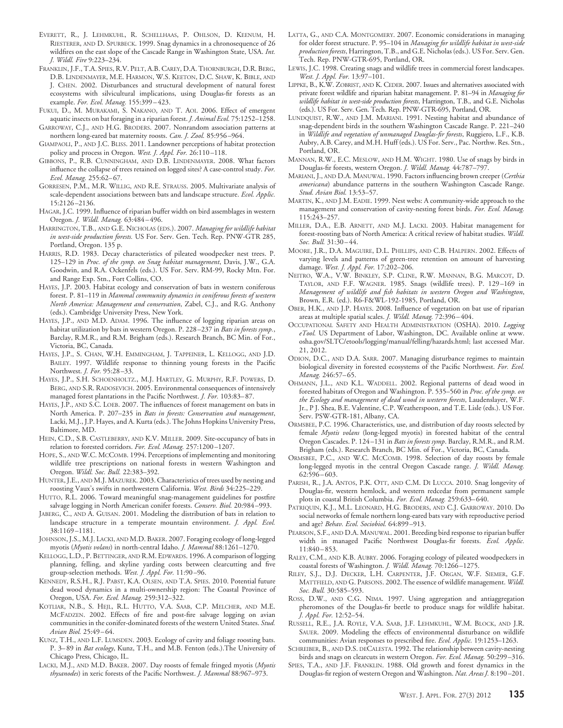Everett, R., J. Lehmkuhl, R. Schellhaas, P. Ohlson, D. Keenum, H. Riesterer, and D. Spurbeck. 1999. Snag dynamics in a chronosequence of 26 wildfires on the east slope of the Cascade Range in Washington State, USA. *Int. J. Wildl. Fire* 9:223–234.

Franklin, J.F., T.A. Spies, R.V. Pelt, A.B. Carey, D.A. Thornburgh, D.R. Berg, D.B. Lindenmayer, M.E. Harmon, W.S. Keeton, D.C. Shaw, K. Bible, and J. Chen. 2002. Disturbances and structural development of natural forest ecosystems with silvicultural implications, using Douglas-fir forests as an example. *For. Ecol. Manag.* 155:399–423.

Fukui, D., M. Murakami, S. Nakano, and T. Aoi. 2006. Effect of emergent aquatic insects on bat foraging in a riparian forest. *J. Animal Ecol.* 75:1252–1258.

Garroway, C.J., and H.G. Broders. 2007. Nonrandom association patterns at northern long-eared bat maternity roosts. *Can. J. Zool.* 85:956–964.

Giampaoli, P., and J.C. Bliss. 2011. Landowner perceptions of habitat protection policy and process in Oregon. *West. J. Appl. For.* 26:110–118.

Gibbons, P., R.B. Cunningham, and D.B. Lindenmayer. 2008. What factors influence the collapse of trees retained on logged sites? A case-control study. *For. Ecol. Manag.* 255:62–67.

Gorresen, P.M., M.R. Willig, and R.E. Strauss. 2005. Multivariate analysis of scale-dependent associations between bats and landscape structure. *Ecol. Applic.* 15:2126–2136.

Hagar, J.C. 1999. Influence of riparian buffer width on bird assemblages in western Oregon. *J. Wildl. Manag.* 63:484–496.

Harrington, T.B., and G.E. Nicholas (eds.). 2007. *Managing for wildlife habitat in west-side production forests.* US For. Serv. Gen. Tech. Rep. PNW-GTR 285, Portland, Oregon. 135 p.

Harris, R.D. 1983. Decay characteristics of pileated woodpecker nest trees. P. 125–129 in *Proc. of the symp. on Snag habitat management*, Davis, J.W., G.A. Goodwin, and R.A. Ockenfels (eds.). US For. Serv. RM-99, Rocky Mtn. For. and Range Exp. Stn., Fort Collins, CO.

Hayes, J.P. 2003. Habitat ecology and conservation of bats in western coniferous forest. P. 81–119 in *Mammal community dynamics in coniferous forests of western North America: Management and conservation*, Zabel, C.J., and R.G. Anthony (eds.). Cambridge University Press, New York.

Hayes, J.P., and M.D. Adam. 1996. The influence of logging riparian areas on habitat utilization by bats in western Oregon. P. 228–237 in *Bats in forests symp.*, Barclay, R.M.R., and R.M. Brigham (eds.). Research Branch, BC Min. of For., Victoria, BC, Canada.

Hayes, J.P., S. Chan, W.H. Emmingham, J. Tappeiner, L. Kellogg, and J.D. Bailey. 1997. Wildlife response to thinning young forests in the Pacific Northwest. *J. For.* 95:28–33.

Hayes, J.P., S.H. Schoenholtz., M.J. Hartley, G. Murphy, R.F. Powers, D. Berg, and S.R. Radosevich. 2005. Environmental consequences of intensively managed forest plantations in the Pacific Northwest. *J. For.* 103:83–87.

Hayes, J.P., and S.C. Loeb. 2007. The influences of forest management on bats in North America. P. 207–235 in *Bats in forests: Conservation and management*, Lacki, M.J., J.P. Hayes, and A. Kurta (eds.). The Johns Hopkins University Press, Baltimore, MD.

Hein, C.D., S.B. Castleberry, and K.V. Miller. 2009. Site-occupancy of bats in relation to forested corridors. *For. Ecol. Manag.* 257:1200–1207.

Hope, S., and W.C. McComb. 1994. Perceptions of implementing and monitoring wildlife tree prescriptions on national forests in western Washington and Oregon. *Wildl. Soc. Bull.* 22:383–392.

Hunter, J.E., and M.J. Mazurek. 2003. Characteristics of trees used by nesting and roosting Vaux's swifts in northwestern California. *West. Birds* 34:225–229.

Hutto, R.L. 2006. Toward meaningful snag-management guidelines for postfire salvage logging in North American conifer forests. *Conserv. Biol.* 20:984–993.

Jaberg, C., and A. Guisan. 2001. Modeling the distribution of bats in relation to landscape structure in a temperate mountain environment. *J. Appl. Ecol.* 38:1169–1181.

Johnson, J.S., M.J. Lacki, and M.D. Baker. 2007. Foraging ecology of long-legged myotis (*Myotis volans*) in north-central Idaho. *J. Mammal* 88:1261–1270.

Kellogg, L.D., P. Bettinger, and R.M. Edwards. 1996. A comparison of logging planning, felling, and skyline yarding costs between clearcutting and five group-selection methods. *West. J. Appl. For.* 11:90–96.

Kennedy, R.S.H., R.J. Pabst, K.A. Olsen, and T.A. Spies. 2010. Potential future dead wood dynamics in a multi-ownership region: The Coastal Province of Oregon, USA. *For. Ecol. Manag.* 259:312–322.

Kotliar, N.B., S. Hejl, R.L. Hutto, V.A. Saab, C.P. Melcher, and M.E. McFadzen. 2002. Effects of fire and post-fire salvage logging on avian communities in the conifer-dominated forests of the western United States. *Stud. Avian Biol.* 25:49–64.

Kunz, T.H., and L.F. Lumsden. 2003. Ecology of cavity and foliage roosting bats. P. 3–89 in *Bat ecology*, Kunz, T.H., and M.B. Fenton (eds.).The University of Chicago Press, Chicago, IL.

Lacki, M.J., and M.D. Baker. 2007. Day roosts of female fringed myotis (*Myotis thysanodes*) in xeric forests of the Pacific Northwest. *J. Mammal* 88:967–973.

Latta, G., and C.A. Montgomery. 2007. Economic considerations in managing for older forest structure. P. 95–104 in *Managing for wildlife habitat in west-side production forests*, Harrington, T.B., and G.E. Nicholas (eds.). US For. Serv. Gen. Tech. Rep. PNW-GTR-695, Portland, OR.

Lewis, J.C. 1998. Creating snags and wildlife trees in commercial forest landscapes. *West. J. Appl. For.* 13:97–101.

Lippke, B., K.W. Zobrist, and K. Ceder. 2007. Issues and alternatives associated with private forest wildlife and riparian habitat management. P. 81–94 in *Managing for wildlife habitat in west-side production forests*, Harrington, T.B., and G.E. Nicholas (eds.). US For. Serv. Gen. Tech. Rep. PNW-GTR-695, Portland, OR.

Lundquist, R.W., and J.M. Mariani. 1991. Nesting habitat and abundance of snag-dependent birds in the southern Washington Cascade Range. P. 221–240 in *Wildlife and vegetation of unmanaged Douglas-fir forests*, Ruggiero, L.F., K.B. Aubry, A.B. Carey, and M.H. Huff (eds.). US For. Serv., Pac. Northw. Res. Stn., Portland, OR.

Mannan, R.W., E.C. Meslow, and H.M. Wight. 1980. Use of snags by birds in Douglas-fir forests, western Oregon. *J. Wildl. Manag.* 44:787–797.

Mariani, J., and D.A. Manuwal. 1990. Factors influencing brown creeper (*Certhia americana*) abundance patterns in the southern Washington Cascade Range. *Stud. Avian Biol.* 13:53–57.

Martin, K., and J.M. Eadie. 1999. Nest webs: A community-wide approach to the management and conservation of cavity-nesting forest birds. *For. Ecol. Manag.* 115:243–257.

Miller, D.A., E.B. Arnett, and M.J. Lacki. 2003. Habitat management for forest-roosting bats of North America: A critical review of habitat studies. *Wildl. Soc. Bull.* 31:30–44.

Moore, J.R., D.A. Maguire, D.L. Phillips, and C.B. Halpern. 2002. Effects of varying levels and patterns of green-tree retention on amount of harvesting damage. *West. J. Appl. For.* 17:202–206.

Neitro, W.A., V.W. Binkley, S.P. Cline, R.W. Mannan, B.G. Marcot, D. Taylor, and F.F. Wagner. 1985. Snags (wildlife trees). P. 129–169 in *Management of wildlife and fish habitats in western Oregon and Washington*, Brown, E.R. (ed.). R6-F&WL-192-1985, Portland, OR.

Ober, H.K., and J.P. Hayes. 2008. Influence of vegetation on bat use of riparian areas at multiple spatial scales. *J. Wildl. Manag.* 72:396–404.

Occupational Safety and Health Administration (OSHA). 2010. *Logging eTool.* US Department of Labor, Washington, DC. Available online at www.osha.gov/SLTC/etools/logging/manual/felling/hazards.html; last accessed Mar. 21, 2012.

Odion, D.C., and D.A. Sarr. 2007. Managing disturbance regimes to maintain biological diversity in forested ecosystems of the Pacific Northwest. *For. Ecol. Manag.* 246:57–65.

Ohmann, J.L., and K.L. Waddell. 2002. Regional patterns of dead wood in forested habitats of Oregon and Washington. P. 535–560 in *Proc. of the symp. on the Ecology and management of dead wood in western forests*, Laudenslayer, W.F. Jr., P J. Shea, B.E. Valentine, C.P. Weatherspoon, and T.E. Lisle (eds.). US For. Serv. PSW-GTR-181, Albany, CA.

Ormsbee, P.C. 1996. Characteristics, use, and distribution of day roosts selected by female *Myotis volans* (long-legged myotis) in forested habitat of the central Oregon Cascades. P. 124–131 in *Bats in forests symp*. Barclay, R.M.R., and R.M. Brigham (eds.). Research Branch, BC Min. of For., Victoria, BC, Canada.

Ormsbee, P.C., and W.C. McComb. 1998. Selection of day roosts by female long-legged myotis in the central Oregon Cascade range. *J. Wildl. Manag.* 62:596–603.

Parish, R., J.A. Antos, P.K. Ott, and C.M. Di Lucca. 2010. Snag longevity of Douglas-fir, western hemlock, and western redcedar from permanent sample plots in coastal British Columbia. *For. Ecol. Manag.* 259:633–640.

Patriquin, K.J., M.L. Leonard, H.G. Broders, and C.J. Garroway. 2010. Do social networks of female northern long-eared bats vary with reproductive period and age? *Behav. Ecol. Sociobiol.* 64:899–913.

Pearson, S.F., and D.A. Manuwal. 2001. Breeding bird response to riparian buffer width in managed Pacific Northwest Douglas-fir forests. *Ecol. Applic.* 11:840–853.

Raley, C.M., and K.B. Aubry. 2006. Foraging ecology of pileated woodpeckers in coastal forests of Washington. *J. Wildl. Manag.* 70:1266–1275.

Riley, S.J., D.J. Decker, L.H. Carpenter, J.F. Organ, W.F. Siemer, G.F. Mattfield, and G. Parsons. 2002. The essence of wildlife management. *Wildl. Soc. Bull.* 30:585–593.

Ross, D.W., and C.G. Nima. 1997. Using aggregation and antiaggregation pheromones of the Douglas-fir beetle to produce snags for wildlife habitat. *J. Appl. For.* 12:52–54.

Russell, R.E., J.A. Royle, V.A. Saab, J.F. Lehmkuhl, W.M. Block, and J.R. Sauer. 2009. Modeling the effects of environmental disturbance on wildlife communities: Avian responses to prescribed fire. *Ecol. Applic.* 19:1253–1263.

Schreiber, B., and D.S. deCalesta. 1992. The relationship between cavity-nesting birds and snags on clearcuts in western Oregon. *For. Ecol. Manag.* 50:299–316.

Spies, T.A., and J.F. Franklin. 1988. Old growth and forest dynamics in the Douglas-fir region of western Oregon and Washington. *Nat. Areas J.* 8:190–201.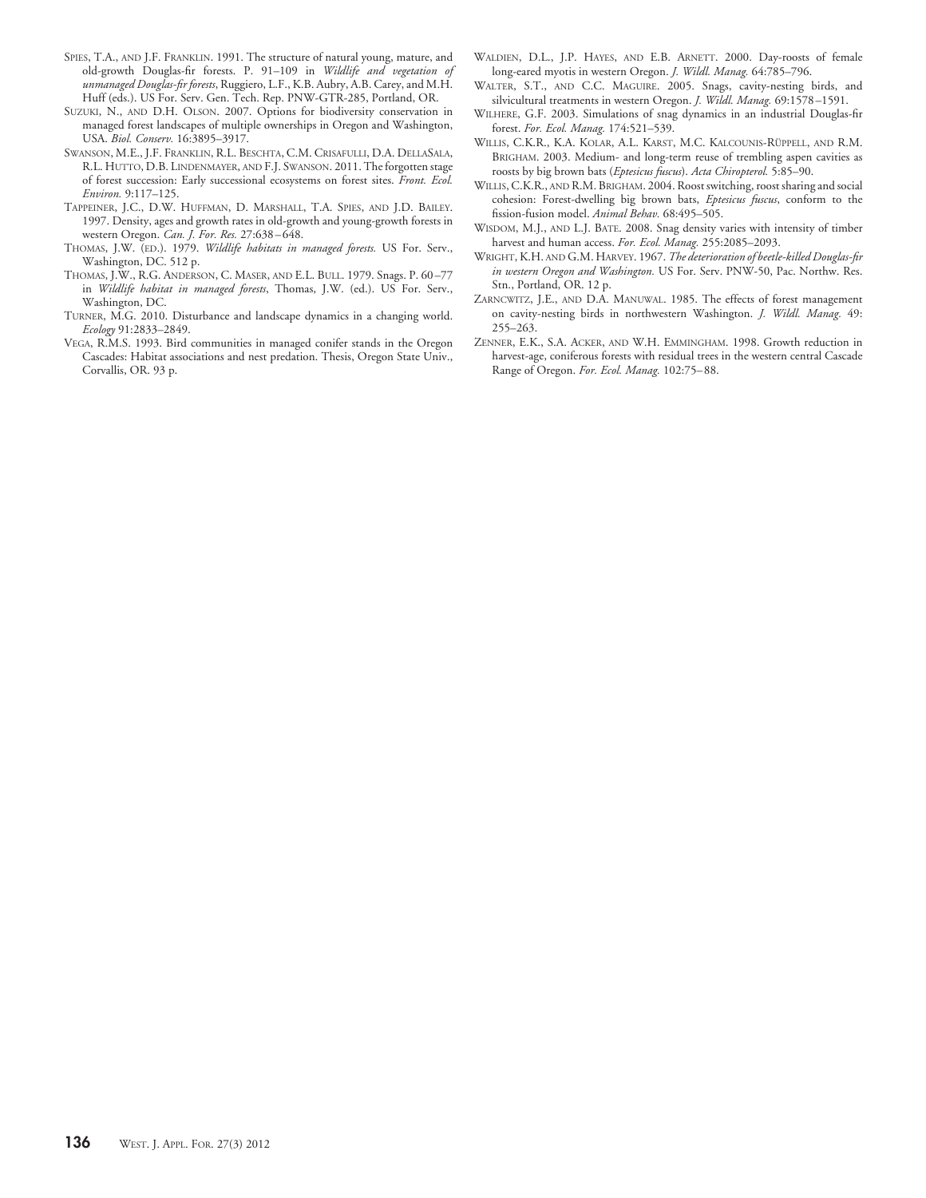Spies, T.A., and J.F. Franklin. 1991. The structure of natural young, mature, and old-growth Douglas-fir forests. P. 91–109 in *Wildlife and vegetation of unmanaged Douglas-fir forests*, Ruggiero, L.F., K.B. Aubry, A.B. Carey, and M.H. Huff (eds.). US For. Serv. Gen. Tech. Rep. PNW-GTR-285, Portland, OR.

Suzuki, N., and D.H. Olson. 2007. Options for biodiversity conservation in managed forest landscapes of multiple ownerships in Oregon and Washington, USA. *Biol. Conserv.* 16:3895–3917.

Swanson, M.E., J.F. Franklin, R.L. Beschta, C.M. Crisafulli, D.A. DellaSala, R.L. Hutto, D.B. Lindenmayer, and F.J. Swanson. 2011. The forgotten stage of forest succession: Early successional ecosystems on forest sites. *Front. Ecol. Environ.* 9:117–125.

Tappeiner, J.C., D.W. Huffman, D. Marshall, T.A. Spies, and J.D. Bailey. 1997. Density, ages and growth rates in old-growth and young-growth forests in western Oregon. *Can. J. For. Res.* 27:638–648.

Thomas, J.W. (ed.). 1979. *Wildlife habitats in managed forests.* US For. Serv., Washington, DC. 512 p.

Thomas, J.W., R.G. Anderson, C. Maser, and E.L. Bull. 1979. Snags. P. 60–77 in *Wildlife habitat in managed forests*, Thomas, J.W. (ed.). US For. Serv., Washington, DC.

Turner, M.G. 2010. Disturbance and landscape dynamics in a changing world. *Ecology* 91:2833–2849.

Vega, R.M.S. 1993. Bird communities in managed conifer stands in the Oregon Cascades: Habitat associations and nest predation. Thesis, Oregon State Univ., Corvallis, OR. 93 p.

Waldien, D.L., J.P. Hayes, and E.B. Arnett. 2000. Day-roosts of female long-eared myotis in western Oregon. *J. Wildl. Manag.* 64:785–796.

Walter, S.T., and C.C. Maguire. 2005. Snags, cavity-nesting birds, and silvicultural treatments in western Oregon. *J. Wildl. Manag.* 69:1578–1591.

Wilhere, G.F. 2003. Simulations of snag dynamics in an industrial Douglas-fir forest. *For. Ecol. Manag.* 174:521–539.

Willis, C.K.R., K.A. Kolar, A.L. Karst, M.C. Kalcounis-Rüppell, and R.M. Brigham. 2003. Medium- and long-term reuse of trembling aspen cavities as roosts by big brown bats (*Eptesicus fuscus*). *Acta Chiropterol.* 5:85–90.

Willis, C.K.R., and R.M. Brigham. 2004. Roost switching, roost sharing and social cohesion: Forest-dwelling big brown bats, *Eptesicus fuscus*, conform to the fission-fusion model. *Animal Behav.* 68:495–505.

Wisdom, M.J., and L.J. Bate. 2008. Snag density varies with intensity of timber harvest and human access. *For. Ecol. Manag.* 255:2085–2093.

Wright, K.H. and G.M. Harvey. 1967. *The deterioration of beetle-killed Douglas-fir in western Oregon and Washington.* US For. Serv. PNW-50, Pac. Northw. Res. Stn., Portland, OR. 12 p.

Zarncwitz, J.E., and D.A. Manuwal. 1985. The effects of forest management on cavity-nesting birds in northwestern Washington. *J. Wildl. Manag.* 49: 255–263.

Zenner, E.K., S.A. Acker, and W.H. Emmingham. 1998. Growth reduction in harvest-age, coniferous forests with residual trees in the western central Cascade Range of Oregon. *For. Ecol. Manag.* 102:75–88.